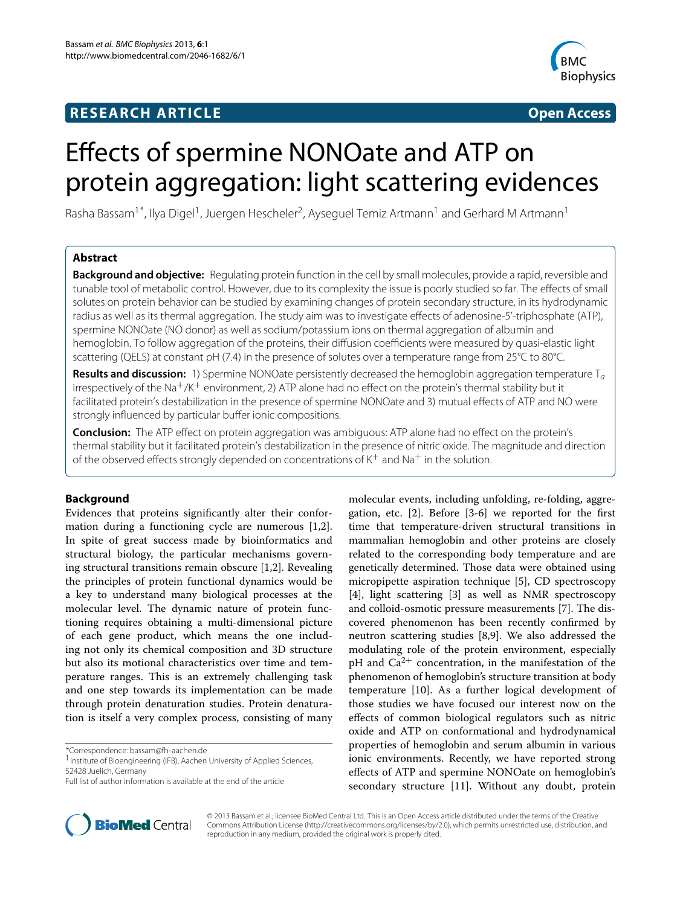**RESEARCH ARTICLE** **Open Access**

# Effects of spermine NONOate and ATP on protein aggregation: light scattering evidences

Rasha Bassam[1*], Ilya Digel[1], Juergen Hescheler[2], Ayseguel Temiz Artmann[1] and Gerhard M Artmann[1]

## Abstract

**Background and objective:** Regulating protein function in the cell by small molecules, provide a rapid, reversible and tunable tool of metabolic control. However, due to its complexity the issue is poorly studied so far. The effects of small solutes on protein behavior can be studied by examining changes of protein secondary structure, in its hydrodynamic radius as well as its thermal aggregation. The study aim was to investigate effects of adenosine-5'-triphosphate (ATP), spermine NONOate (NO donor) as well as sodium/potassium ions on thermal aggregation of albumin and hemoglobin. To follow aggregation of the proteins, their diffusion coefficients were measured by quasi-elastic light scattering (QELS) at constant pH (7.4) in the presence of solutes over a temperature range from 25°C to 80°C.

**Results and discussion:** 1) Spermine NONOate persistently decreased the hemoglobin aggregation temperature $T_a$ irrespectively of the $Na^+$/$K^+$ environment, 2) ATP alone had no effect on the protein's thermal stability but it facilitated protein's destabilization in the presence of spermine NONOate and 3) mutual effects of ATP and NO were strongly influenced by particular buffer ionic compositions.

**Conclusion:** The ATP effect on protein aggregation was ambiguous: ATP alone had no effect on the protein's thermal stability but it facilitated protein's destabilization in the presence of nitric oxide. The magnitude and direction of the observed effects strongly depended on concentrations of $K^+$ and $Na^+$ in the solution.

## Background

Evidences that proteins significantly alter their conformation during a functioning cycle are numerous [1,2]. In spite of great success made by bioinformatics and structural biology, the particular mechanisms governing structural transitions remain obscure [1,2]. Revealing the principles of protein functional dynamics would be a key to understand many biological processes at the molecular level. The dynamic nature of protein functioning requires obtaining a multi-dimensional picture of each gene product, which means the one including not only its chemical composition and 3D structure but also its motional characteristics over time and temperature ranges. This is an extremely challenging task and one step towards its implementation can be made through protein denaturation studies. Protein denaturation is itself a very complex process, consisting of many molecular events, including unfolding, re-folding, aggregation, etc. [2]. Before [3-6] we reported for the first time that temperature-driven structural transitions in mammalian hemoglobin and other proteins are closely related to the corresponding body temperature and are genetically determined. Those data were obtained using micropipette aspiration technique [5], CD spectroscopy [4], light scattering [3] as well as NMR spectroscopy and colloid-osmotic pressure measurements [7]. The discovered phenomenon has been recently confirmed by neutron scattering studies [8,9]. We also addressed the modulating role of the protein environment, especially pH and $Ca^{2+}$ concentration, in the manifestation of the phenomenon of hemoglobin's structure transition at body temperature [10]. As a further logical development of those studies we have focused our interest now on the effects of common biological regulators such as nitric oxide and ATP on conformational and hydrodynamical properties of hemoglobin and serum albumin in various ionic environments. Recently, we have reported strong effects of ATP and spermine NONOate on hemoglobin's secondary structure [11]. Without any doubt, protein

*Correspondence: bassam@fh-aachen.de
[1] Institute of Bioengineering (IFB), Aachen University of Applied Sciences, 52428 Juelich, Germany
Full list of author information is available at the end of the article

© 2013 Bassam et al.; licensee BioMed Central Ltd. This is an Open Access article distributed under the terms of the Creative Commons Attribution License (http://creativecommons.org/licenses/by/2.0), which permits unrestricted use, distribution, and reproduction in any medium, provided the original work is properly cited.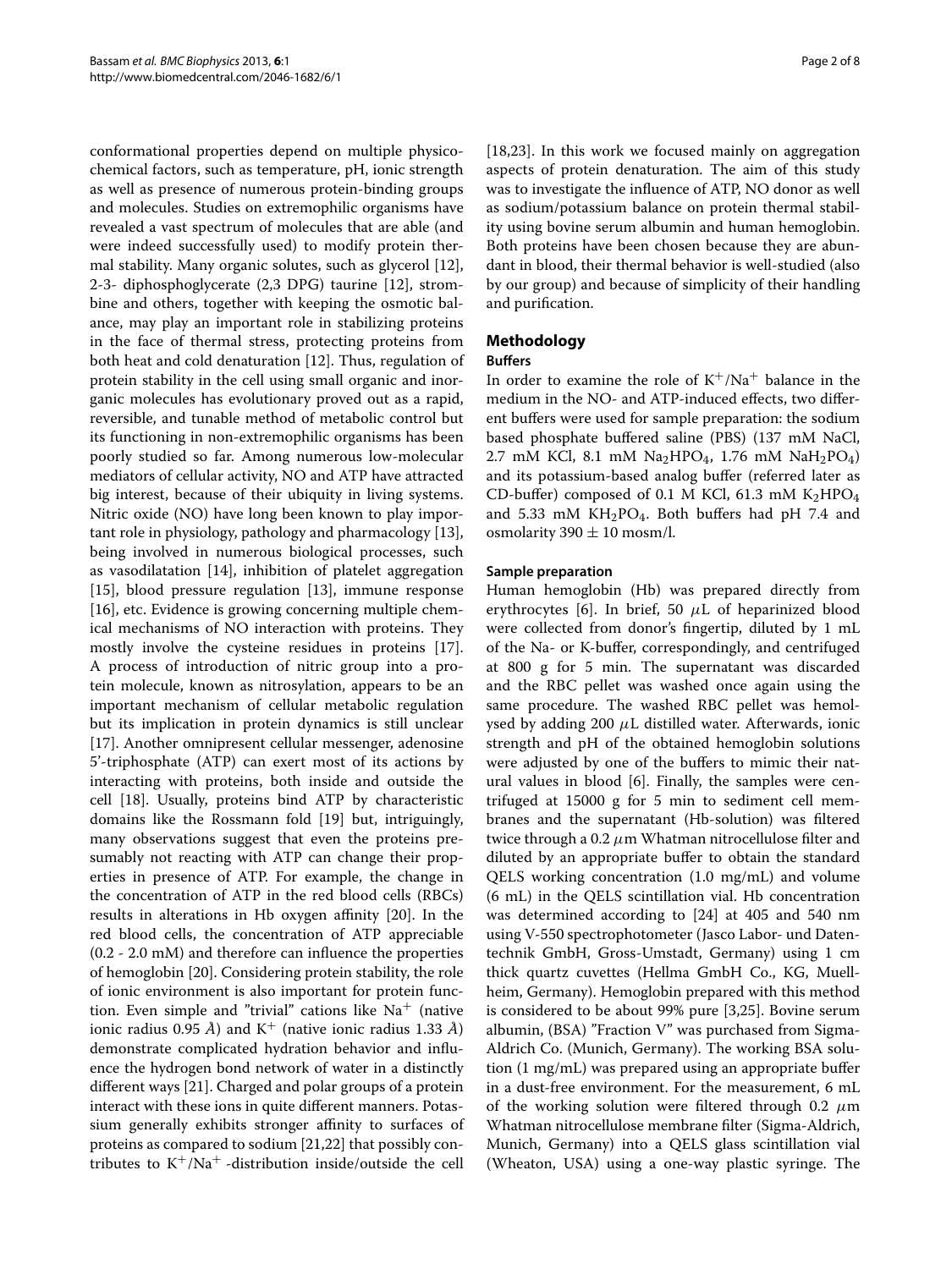conformational properties depend on multiple physicochemical factors, such as temperature, pH, ionic strength as well as presence of numerous protein-binding groups and molecules. Studies on extremophilic organisms have revealed a vast spectrum of molecules that are able (and were indeed successfully used) to modify protein thermal stability. Many organic solutes, such as glycerol [12], 2-3- diphosphoglycerate (2,3 DPG) taurine [12], strombine and others, together with keeping the osmotic balance, may play an important role in stabilizing proteins in the face of thermal stress, protecting proteins from both heat and cold denaturation [12]. Thus, regulation of protein stability in the cell using small organic and inorganic molecules has evolutionary proved out as a rapid, reversible, and tunable method of metabolic control but its functioning in non-extremophilic organisms has been poorly studied so far. Among numerous low-molecular mediators of cellular activity, NO and ATP have attracted big interest, because of their ubiquity in living systems. Nitric oxide (NO) have long been known to play important role in physiology, pathology and pharmacology [13], being involved in numerous biological processes, such as vasodilatation [14], inhibition of platelet aggregation [15], blood pressure regulation [13], immune response [16], etc. Evidence is growing concerning multiple chemical mechanisms of NO interaction with proteins. They mostly involve the cysteine residues in proteins [17]. A process of introduction of nitric group into a protein molecule, known as nitrosylation, appears to be an important mechanism of cellular metabolic regulation but its implication in protein dynamics is still unclear [17]. Another omnipresent cellular messenger, adenosine 5'-triphosphate (ATP) can exert most of its actions by interacting with proteins, both inside and outside the cell [18]. Usually, proteins bind ATP by characteristic domains like the Rossmann fold [19] but, intriguingly, many observations suggest that even the proteins presumably not reacting with ATP can change their properties in presence of ATP. For example, the change in the concentration of ATP in the red blood cells (RBCs) results in alterations in Hb oxygen affinity [20]. In the red blood cells, the concentration of ATP appreciable (0.2 - 2.0 mM) and therefore can influence the properties of hemoglobin [20]. Considering protein stability, the role of ionic environment is also important for protein function. Even simple and "trivial" cations like $Na^+$ (native ionic radius 0.95 Å) and $K^+$ (native ionic radius 1.33 Å) demonstrate complicated hydration behavior and influence the hydrogen bond network of water in a distinctly different ways [21]. Charged and polar groups of a protein interact with these ions in quite different manners. Potassium generally exhibits stronger affinity to surfaces of proteins as compared to sodium [21,22] that possibly contributes to $K^+/Na^+$ -distribution inside/outside the cell [18,23]. In this work we focused mainly on aggregation aspects of protein denaturation. The aim of this study was to investigate the influence of ATP, NO donor as well as sodium/potassium balance on protein thermal stability using bovine serum albumin and human hemoglobin. Both proteins have been chosen because they are abundant in blood, their thermal behavior is well-studied (also by our group) and because of simplicity of their handling and purification.

## Methodology

### Buffers

In order to examine the role of $K^+/Na^+$ balance in the medium in the NO- and ATP-induced effects, two different buffers were used for sample preparation: the sodium based phosphate buffered saline (PBS) (137 mM NaCl, 2.7 mM KCl, 8.1 mM $Na_2HPO_4$, 1.76 mM $NaH_2PO_4$) and its potassium-based analog buffer (referred later as CD-buffer) composed of 0.1 M KCl, 61.3 mM $K_2HPO_4$ and 5.33 mM $KH_2PO_4$. Both buffers had pH 7.4 and osmolarity 390 ± 10 mosm/l.

### Sample preparation

Human hemoglobin (Hb) was prepared directly from erythrocytes [6]. In brief, 50 $\mu$L of heparinized blood were collected from donor's fingertip, diluted by 1 mL of the Na- or K-buffer, correspondingly, and centrifuged at 800 g for 5 min. The supernatant was discarded and the RBC pellet was washed once again using the same procedure. The washed RBC pellet was hemolysed by adding 200 $\mu$L distilled water. Afterwards, ionic strength and pH of the obtained hemoglobin solutions were adjusted by one of the buffers to mimic their natural values in blood [6]. Finally, the samples were centrifuged at 15000 g for 5 min to sediment cell membranes and the supernatant (Hb-solution) was filtered twice through a 0.2 $\mu$m Whatman nitrocellulose filter and diluted by an appropriate buffer to obtain the standard QELS working concentration (1.0 mg/mL) and volume (6 mL) in the QELS scintillation vial. Hb concentration was determined according to [24] at 405 and 540 nm using V-550 spectrophotometer (Jasco Labor- und Datentechnik GmbH, Gross-Umstadt, Germany) using 1 cm thick quartz cuvettes (Hellma GmbH Co., KG, Muellheim, Germany). Hemoglobin prepared with this method is considered to be about 99% pure [3,25]. Bovine serum albumin, (BSA) "Fraction V" was purchased from Sigma-Aldrich Co. (Munich, Germany). The working BSA solution (1 mg/mL) was prepared using an appropriate buffer in a dust-free environment. For the measurement, 6 mL of the working solution were filtered through 0.2 $\mu$m Whatman nitrocellulose membrane filter (Sigma-Aldrich, Munich, Germany) into a QELS glass scintillation vial (Wheaton, USA) using a one-way plastic syringe. The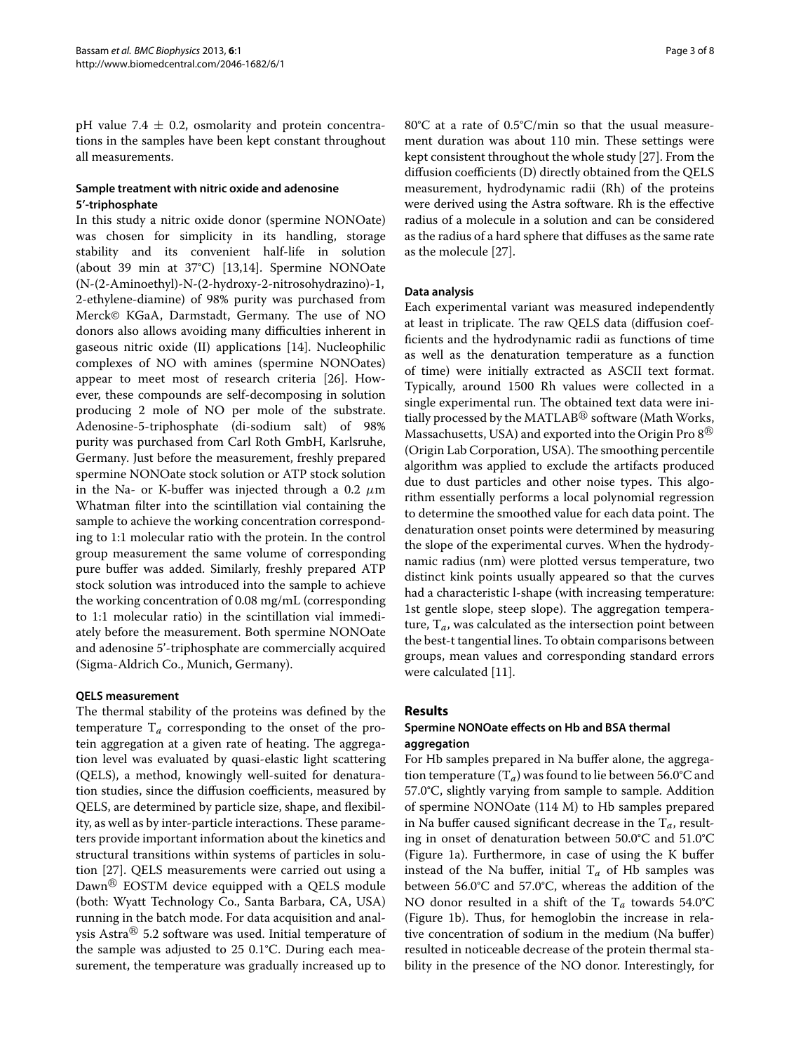pH value 7.4 ± 0.2, osmolarity and protein concentrations in the samples have been kept constant throughout all measurements.

### Sample treatment with nitric oxide and adenosine 5'-triphosphate

In this study a nitric oxide donor (spermine NONOate) was chosen for simplicity in its handling, storage stability and its convenient half-life in solution (about 39 min at 37°C) [13,14]. Spermine NONOate (N-(2-Aminoethyl)-N-(2-hydroxy-2-nitrosohydrazino)-1, 2-ethylene-diamine) of 98% purity was purchased from Merck© KGaA, Darmstadt, Germany. The use of NO donors also allows avoiding many difficulties inherent in gaseous nitric oxide (II) applications [14]. Nucleophilic complexes of NO with amines (spermine NONOates) appear to meet most of research criteria [26]. However, these compounds are self-decomposing in solution producing 2 mole of NO per mole of the substrate. Adenosine-5-triphosphate (di-sodium salt) of 98% purity was purchased from Carl Roth GmbH, Karlsruhe, Germany. Just before the measurement, freshly prepared spermine NONOate stock solution or ATP stock solution in the Na- or K-buffer was injected through a 0.2 $\mu$m Whatman filter into the scintillation vial containing the sample to achieve the working concentration corresponding to 1:1 molecular ratio with the protein. In the control group measurement the same volume of corresponding pure buffer was added. Similarly, freshly prepared ATP stock solution was introduced into the sample to achieve the working concentration of 0.08 mg/mL (corresponding to 1:1 molecular ratio) in the scintillation vial immediately before the measurement. Both spermine NONOate and adenosine 5'-triphosphate are commercially acquired (Sigma-Aldrich Co., Munich, Germany).

### QELS measurement

The thermal stability of the proteins was defined by the temperature $T_a$ corresponding to the onset of the protein aggregation at a given rate of heating. The aggregation level was evaluated by quasi-elastic light scattering (QELS), a method, knowingly well-suited for denaturation studies, since the diffusion coefficients, measured by QELS, are determined by particle size, shape, and flexibility, as well as by inter-particle interactions. These parameters provide important information about the kinetics and structural transitions within systems of particles in solution [27]. QELS measurements were carried out using a Dawn® EOSTM device equipped with a QELS module (both: Wyatt Technology Co., Santa Barbara, CA, USA) running in the batch mode. For data acquisition and analysis Astra® 5.2 software was used. Initial temperature of the sample was adjusted to 25 0.1°C. During each measurement, the temperature was gradually increased up to 80°C at a rate of 0.5°C/min so that the usual measurement duration was about 110 min. These settings were kept consistent throughout the whole study [27]. From the diffusion coefficients (D) directly obtained from the QELS measurement, hydrodynamic radii (Rh) of the proteins were derived using the Astra software. Rh is the effective radius of a molecule in a solution and can be considered as the radius of a hard sphere that diffuses as the same rate as the molecule [27].

### Data analysis

Each experimental variant was measured independently at least in triplicate. The raw QELS data (diffusion coefficients and the hydrodynamic radii as functions of time as well as the denaturation temperature as a function of time) were initially extracted as ASCII text format. Typically, around 1500 Rh values were collected in a single experimental run. The obtained text data were initially processed by the MATLAB® software (Math Works, Massachusetts, USA) and exported into the Origin Pro 8® (Origin Lab Corporation, USA). The smoothing percentile algorithm was applied to exclude the artifacts produced due to dust particles and other noise types. This algorithm essentially performs a local polynomial regression to determine the smoothed value for each data point. The denaturation onset points were determined by measuring the slope of the experimental curves. When the hydrodynamic radius (nm) were plotted versus temperature, two distinct kink points usually appeared so that the curves had a characteristic l-shape (with increasing temperature: 1st gentle slope, steep slope). The aggregation temperature, $T_a$, was calculated as the intersection point between the best-t tangential lines. To obtain comparisons between groups, mean values and corresponding standard errors were calculated [11].

## Results

### Spermine NONOate effects on Hb and BSA thermal aggregation

For Hb samples prepared in Na buffer alone, the aggregation temperature ($T_a$) was found to lie between 56.0°C and 57.0°C, slightly varying from sample to sample. Addition of spermine NONOate (114 M) to Hb samples prepared in Na buffer caused significant decrease in the $T_a$, resulting in onset of denaturation between 50.0°C and 51.0°C (Figure 1a). Furthermore, in case of using the K buffer instead of the Na buffer, initial $T_a$ of Hb samples was between 56.0°C and 57.0°C, whereas the addition of the NO donor resulted in a shift of the $T_a$ towards 54.0°C (Figure 1b). Thus, for hemoglobin the increase in relative concentration of sodium in the medium (Na buffer) resulted in noticeable decrease of the protein thermal stability in the presence of the NO donor. Interestingly, for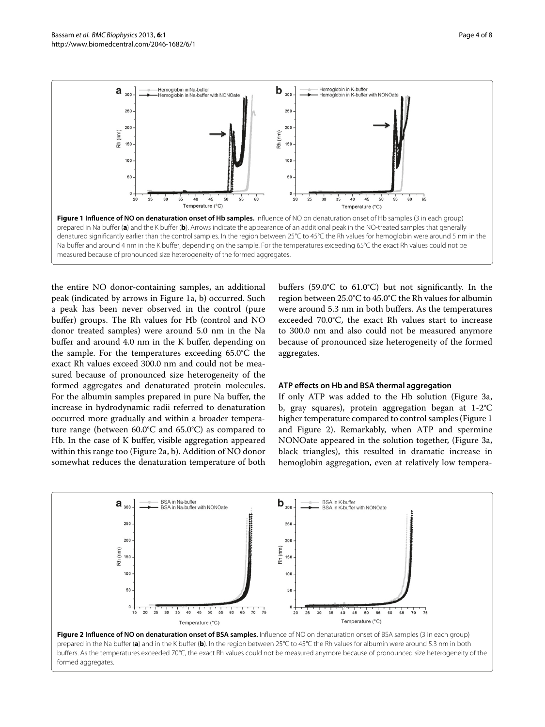**Figure 1 Influence of NO on denaturation onset of Hb samples.** Influence of NO on denaturation onset of Hb samples (3 in each group) prepared in Na buffer (**a**) and the K buffer (**b**). Arrows indicate the appearance of an additional peak in the NO-treated samples that generally denatured significantly earlier than the control samples. In the region between 25°C to 45°C the Rh values for hemoglobin were around 5 nm in the Na buffer and around 4 nm in the K buffer, depending on the sample. For the temperatures exceeding 65°C the exact Rh values could not be measured because of pronounced size heterogeneity of the formed aggregates.

the entire NO donor-containing samples, an additional peak (indicated by arrows in Figure 1a, b) occurred. Such a peak has been never observed in the control (pure buffer) groups. The Rh values for Hb (control and NO donor treated samples) were around 5.0 nm in the Na buffer and around 4.0 nm in the K buffer, depending on the sample. For the temperatures exceeding 65.0°C the exact Rh values exceed 300.0 nm and could not be measured because of pronounced size heterogeneity of the formed aggregates and denaturated protein molecules. For the albumin samples prepared in pure Na buffer, the increase in hydrodynamic radii referred to denaturation occurred more gradually and within a broader temperature range (between 60.0°C and 65.0°C) as compared to Hb. In the case of K buffer, visible aggregation appeared within this range too (Figure 2a, b). Addition of NO donor somewhat reduces the denaturation temperature of both buffers (59.0°C to 61.0°C) but not significantly. In the region between 25.0°C to 45.0°C the Rh values for albumin were around 5.3 nm in both buffers. As the temperatures exceeded 70.0°C, the exact Rh values start to increase to 300.0 nm and also could not be measured anymore because of pronounced size heterogeneity of the formed aggregates.

### ATP effects on Hb and BSA thermal aggregation

If only ATP was added to the Hb solution (Figure 3a, b, gray squares), protein aggregation began at 1-2°C higher temperature compared to control samples (Figure 1 and Figure 2). Remarkably, when ATP and spermine NONOate appeared in the solution together, (Figure 3a, black triangles), this resulted in dramatic increase in hemoglobin aggregation, even at relatively low tempera-

**Figure 2 Influence of NO on denaturation onset of BSA samples.** Influence of NO on denaturation onset of BSA samples (3 in each group) prepared in the Na buffer (**a**) and in the K buffer (**b**). In the region between 25°C to 45°C the Rh values for albumin were around 5.3 nm in both buffers. As the temperatures exceeded 70°C, the exact Rh values could not be measured anymore because of pronounced size heterogeneity of the formed aggregates.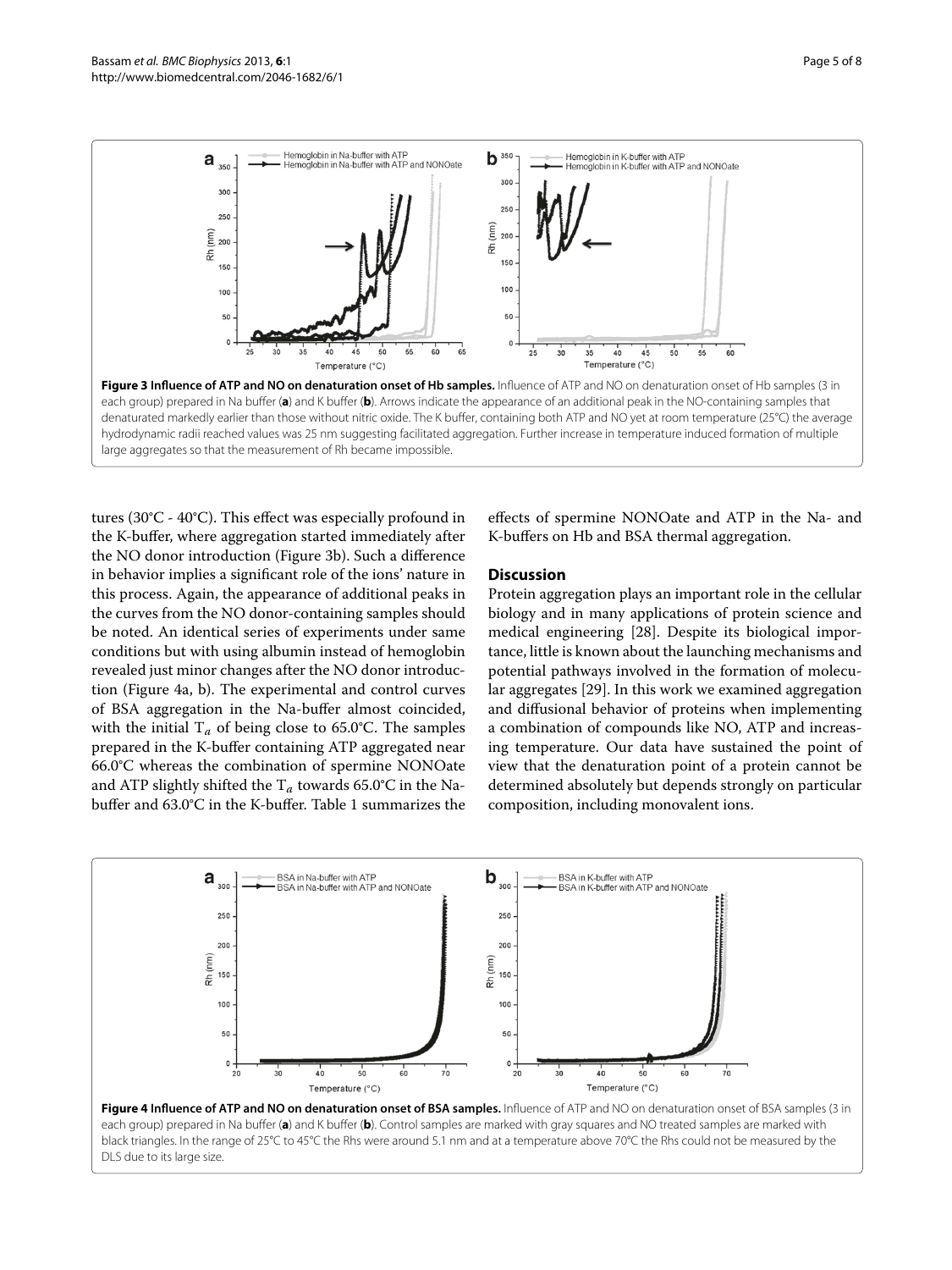**Figure 3 Influence of ATP and NO on denaturation onset of Hb samples.** Influence of ATP and NO on denaturation onset of Hb samples (3 in each group) prepared in Na buffer (**a**) and K buffer (**b**). Arrows indicate the appearance of an additional peak in the NO-containing samples that denaturated markedly earlier than those without nitric oxide. The K buffer, containing both ATP and NO yet at room temperature (25°C) the average hydrodynamic radii reached values was 25 nm suggesting facilitated aggregation. Further increase in temperature induced formation of multiple large aggregates so that the measurement of Rh became impossible.

tures (30°C - 40°C). This effect was especially profound in the K-buffer, where aggregation started immediately after the NO donor introduction (Figure 3b). Such a difference in behavior implies a significant role of the ions' nature in this process. Again, the appearance of additional peaks in the curves from the NO donor-containing samples should be noted. An identical series of experiments under same conditions but with using albumin instead of hemoglobin revealed just minor changes after the NO donor introduction (Figure 4a, b). The experimental and control curves of BSA aggregation in the Na-buffer almost coincided, with the initial $T_a$ of being close to 65.0°C. The samples prepared in the K-buffer containing ATP aggregated near 66.0°C whereas the combination of spermine NONOate and ATP slightly shifted the $T_a$ towards 65.0°C in the Na-buffer and 63.0°C in the K-buffer. Table 1 summarizes the effects of spermine NONOate and ATP in the Na- and K-buffers on Hb and BSA thermal aggregation.

## Discussion

Protein aggregation plays an important role in the cellular biology and in many applications of protein science and medical engineering [28]. Despite its biological importance, little is known about the launching mechanisms and potential pathways involved in the formation of molecular aggregates [29]. In this work we examined aggregation and diffusional behavior of proteins when implementing a combination of compounds like NO, ATP and increasing temperature. Our data have sustained the point of view that the denaturation point of a protein cannot be determined absolutely but depends strongly on particular composition, including monovalent ions.

**Figure 4 Influence of ATP and NO on denaturation onset of BSA samples.** Influence of ATP and NO on denaturation onset of BSA samples (3 in each group) prepared in Na buffer (**a**) and K buffer (**b**). Control samples are marked with gray squares and NO treated samples are marked with black triangles. In the range of 25°C to 45°C the Rhs were around 5.1 nm and at a temperature above 70°C the Rhs could not be measured by the DLS due to its large size.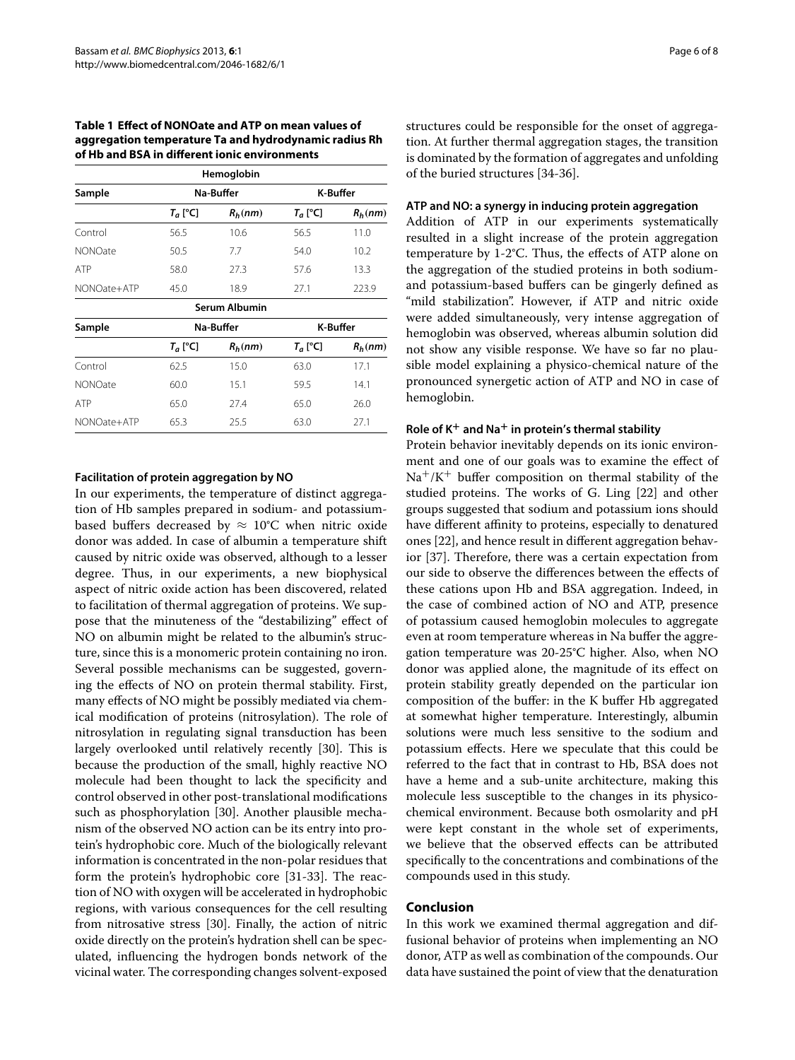**Table 1 Effect of NONOate and ATP on mean values of aggregation temperature Ta and hydrodynamic radius Rh of Hb and BSA in different ionic environments**

| Hemoglobin | | | | |
|---|---|---|---|---|
| Sample | Na-Buffer | | K-Buffer | |
| | $T_a$ [°C] | $R_h(nm)$ | $T_a$ [°C] | $R_h(nm)$ |
| Control | 56.5 | 10.6 | 56.5 | 11.0 |
| NONOate | 50.5 | 7.7 | 54.0 | 10.2 |
| ATP | 58.0 | 27.3 | 57.6 | 13.3 |
| NONOate+ATP | 45.0 | 18.9 | 27.1 | 223.9 |
| **Serum Albumin** | | | | |
| Sample | Na-Buffer | | K-Buffer | |
| | $T_a$ [°C] | $R_h(nm)$ | $T_a$ [°C] | $R_h(nm)$ |
| Control | 62.5 | 15.0 | 63.0 | 17.1 |
| NONOate | 60.0 | 15.1 | 59.5 | 14.1 |
| ATP | 65.0 | 27.4 | 65.0 | 26.0 |
| NONOate+ATP | 65.3 | 25.5 | 63.0 | 27.1 |

### Facilitation of protein aggregation by NO

In our experiments, the temperature of distinct aggregation of Hb samples prepared in sodium- and potassium-based buffers decreased by $\approx$ 10°C when nitric oxide donor was added. In case of albumin a temperature shift caused by nitric oxide was observed, although to a lesser degree. Thus, in our experiments, a new biophysical aspect of nitric oxide action has been discovered, related to facilitation of thermal aggregation of proteins. We suppose that the minuteness of the "destabilizing" effect of NO on albumin might be related to the albumin's structure, since this is a monomeric protein containing no iron. Several possible mechanisms can be suggested, governing the effects of NO on protein thermal stability. First, many effects of NO might be possibly mediated via chemical modification of proteins (nitrosylation). The role of nitrosylation in regulating signal transduction has been largely overlooked until relatively recently [30]. This is because the production of the small, highly reactive NO molecule had been thought to lack the specificity and control observed in other post-translational modifications such as phosphorylation [30]. Another plausible mechanism of the observed NO action can be its entry into protein's hydrophobic core. Much of the biologically relevant information is concentrated in the non-polar residues that form the protein's hydrophobic core [31-33]. The reaction of NO with oxygen will be accelerated in hydrophobic regions, with various consequences for the cell resulting from nitrosative stress [30]. Finally, the action of nitric oxide directly on the protein's hydration shell can be speculated, influencing the hydrogen bonds network of the vicinal water. The corresponding changes solvent-exposed structures could be responsible for the onset of aggregation. At further thermal aggregation stages, the transition is dominated by the formation of aggregates and unfolding of the buried structures [34-36].

### ATP and NO: a synergy in inducing protein aggregation

Addition of ATP in our experiments systematically resulted in a slight increase of the protein aggregation temperature by 1-2°C. Thus, the effects of ATP alone on the aggregation of the studied proteins in both sodium- and potassium-based buffers can be gingerly defined as "mild stabilization". However, if ATP and nitric oxide were added simultaneously, very intense aggregation of hemoglobin was observed, whereas albumin solution did not show any visible response. We have so far no plausible model explaining a physico-chemical nature of the pronounced synergetic action of ATP and NO in case of hemoglobin.

### Role of $K^+$ and $Na^+$ in protein's thermal stability

Protein behavior inevitably depends on its ionic environment and one of our goals was to examine the effect of $Na^+/K^+$ buffer composition on thermal stability of the studied proteins. The works of G. Ling [22] and other groups suggested that sodium and potassium ions should have different affinity to proteins, especially to denatured ones [22], and hence result in different aggregation behavior [37]. Therefore, there was a certain expectation from our side to observe the differences between the effects of these cations upon Hb and BSA aggregation. Indeed, in the case of combined action of NO and ATP, presence of potassium caused hemoglobin molecules to aggregate even at room temperature whereas in Na buffer the aggregation temperature was 20-25°C higher. Also, when NO donor was applied alone, the magnitude of its effect on protein stability greatly depended on the particular ion composition of the buffer: in the K buffer Hb aggregated at somewhat higher temperature. Interestingly, albumin solutions were much less sensitive to the sodium and potassium effects. Here we speculate that this could be referred to the fact that in contrast to Hb, BSA does not have a heme and a sub-unite architecture, making this molecule less susceptible to the changes in its physico-chemical environment. Because both osmolarity and pH were kept constant in the whole set of experiments, we believe that the observed effects can be attributed specifically to the concentrations and combinations of the compounds used in this study.

## Conclusion

In this work we examined thermal aggregation and diffusional behavior of proteins when implementing an NO donor, ATP as well as combination of the compounds. Our data have sustained the point of view that the denaturation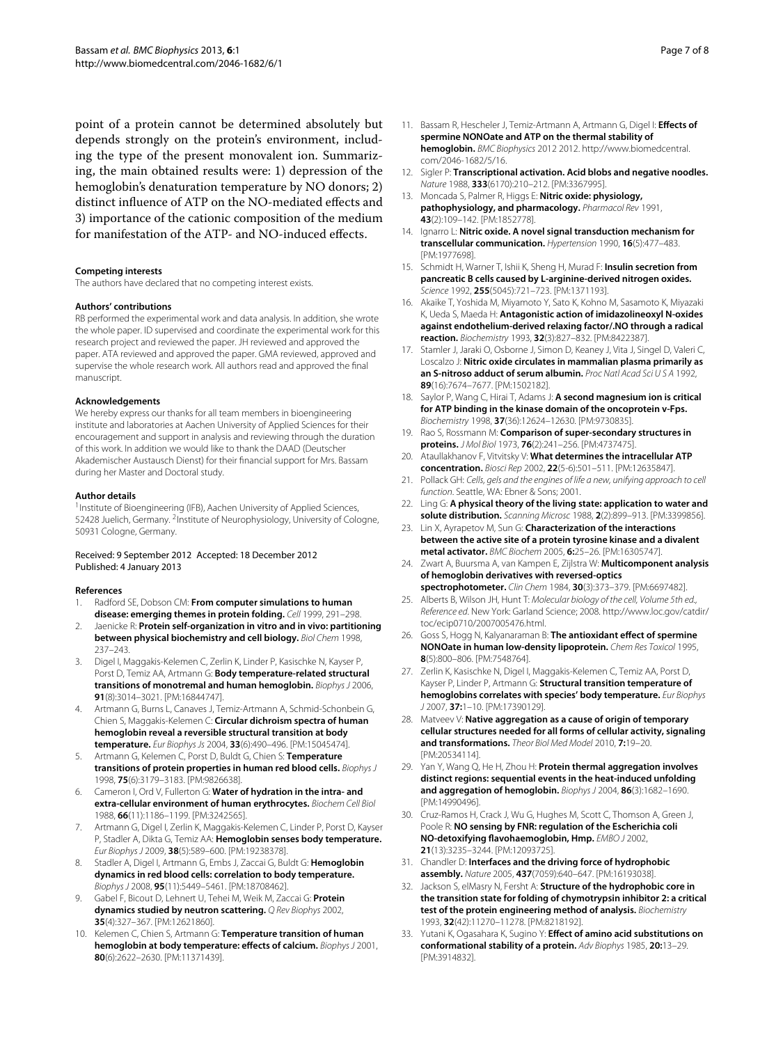point of a protein cannot be determined absolutely but depends strongly on the protein's environment, including the type of the present monovalent ion. Summarizing, the main obtained results were: 1) depression of the hemoglobin's denaturation temperature by NO donors; 2) distinct influence of ATP on the NO-mediated effects and 3) importance of the cationic composition of the medium for manifestation of the ATP- and NO-induced effects.

#### Competing interests

The authors have declared that no competing interest exists.

#### Authors' contributions

RB performed the experimental work and data analysis. In addition, she wrote the whole paper. ID supervised and coordinate the experimental work for this research project and reviewed the paper. JH reviewed and approved the paper. ATA reviewed and approved the paper. GMA reviewed, approved and supervise the whole research work. All authors read and approved the final manuscript.

#### Acknowledgements

We hereby express our thanks for all team members in bioengineering institute and laboratories at Aachen University of Applied Sciences for their encouragement and support in analysing and reviewing through the duration of this work. In addition we would like to thank the DAAD (Deutscher Akademischer Austausch Dienst) for their financial support for Mrs. Bassam during her Master and Doctoral study.

#### Author details

[1]Institute of Bioengineering (IFB), Aachen University of Applied Sciences, 52428 Juelich, Germany. [2]Institute of Neurophysiology, University of Cologne, 50931 Cologne, Germany.

Received: 9 September 2012 Accepted: 18 December 2012
Published: 4 January 2013

#### References

1. Radford SE, Dobson CM: **From computer simulations to human disease: emerging themes in protein folding.** *Cell* 1999, 291–298.
2. Jaenicke R: **Protein self-organization in vitro and in vivo: partitioning between physical biochemistry and cell biology.** *Biol Chem* 1998, 237–243.
3. Digel I, Maggakis-Kelemen C, Zerlin K, Linder P, Kasischke N, Kayser P, Porst D, Temiz AA, Artmann G: **Body temperature-related structural transitions of monotremal and human hemoglobin.** *Biophys J* 2006, **91**(8):3014–3021. [PM:16844747].
4. Artmann G, Burns L, Canaves J, Temiz-Artmann A, Schmid-Schonbein G, Chien S, Maggakis-Kelemen C: **Circular dichroism spectra of human hemoglobin reveal a reversible structural transition at body temperature.** *Eur Biophys Js* 2004, **33**(6):490–496. [PM:15045474].
5. Artmann G, Kelemen C, Porst D, Buldt G, Chien S: **Temperature transitions of protein properties in human red blood cells.** *Biophys J* 1998, **75**(6):3179–3183. [PM:9826638].
6. Cameron I, Ord V, Fullerton G: **Water of hydration in the intra- and extra-cellular environment of human erythrocytes.** *Biochem Cell Biol* 1988, **66**(11):1186–1199. [PM:3242565].
7. Artmann G, Digel I, Zerlin K, Maggakis-Kelemen C, Linder P, Porst D, Kayser P, Stadler A, Dikta G, Temiz AA: **Hemoglobin senses body temperature.** *Eur Biophys J* 2009, **38**(5):589–600. [PM:19238378].
8. Stadler A, Digel I, Artmann G, Embs J, Zaccai G, Buldt G: **Hemoglobin dynamics in red blood cells: correlation to body temperature.** *Biophys J* 2008, **95**(11):5449–5461. [PM:18708462].
9. Gabel F, Bicout D, Lehnert U, Tehei M, Weik M, Zaccai G: **Protein dynamics studied by neutron scattering.** *Q Rev Biophys* 2002, **35**(4):327–367. [PM:12621860].
10. Kelemen C, Chien S, Artmann G: **Temperature transition of human hemoglobin at body temperature: effects of calcium.** *Biophys J* 2001, **80**(6):2622–2630. [PM:11371439].
11. Bassam R, Hescheler J, Temiz-Artmann A, Artmann G, Digel I: **Effects of spermine NONOate and ATP on the thermal stability of hemoglobin.** *BMC Biophysics* 2012 2012. http://www.biomedcentral.com/2046-1682/5/16.
12. Sigler P: **Transcriptional activation. Acid blobs and negative noodles.** *Nature* 1988, **333**(6170):210–212. [PM:3367995].
13. Moncada S, Palmer R, Higgs E: **Nitric oxide: physiology, pathophysiology, and pharmacology.** *Pharmacol Rev* 1991, **43**(2):109–142. [PM:1852778].
14. Ignarro L: **Nitric oxide. A novel signal transduction mechanism for transcellular communication.** *Hypertension* 1990, **16**(5):477–483. [PM:1977698].
15. Schmidt H, Warner T, Ishii K, Sheng H, Murad F: **Insulin secretion from pancreatic B cells caused by L-arginine-derived nitrogen oxides.** *Science* 1992, **255**(5045):721–723. [PM:1371193].
16. Akaike T, Yoshida M, Miyamoto Y, Sato K, Kohno M, Sasamoto K, Miyazaki K, Ueda S, Maeda H: **Antagonistic action of imidazolineoxyl N-oxides against endothelium-derived relaxing factor/.NO through a radical reaction.** *Biochemistry* 1993, **32**(3):827–832. [PM:8422387].
17. Stamler J, Jaraki O, Osborne J, Simon D, Keaney J, Vita J, Singel D, Valeri C, Loscalzo J: **Nitric oxide circulates in mammalian plasma primarily as an S-nitroso adduct of serum albumin.** *Proc Natl Acad Sci U S A* 1992, **89**(16):7674–7677. [PM:1502182].
18. Saylor P, Wang C, Hirai T, Adams J: **A second magnesium ion is critical for ATP binding in the kinase domain of the oncoprotein v-Fps.** *Biochemistry* 1998, **37**(36):12624–12630. [PM:9730835].
19. Rao S, Rossmann M: **Comparison of super-secondary structures in proteins.** *J Mol Biol* 1973, **76**(2):241–256. [PM:4737475].
20. Ataullakhanov F, Vitvitsky V: **What determines the intracellular ATP concentration.** *Biosci Rep* 2002, **22**(5-6):501–511. [PM:12635847].
21. Pollack GH: *Cells, gels and the engines of life a new, unifying approach to cell function*. Seattle, WA: Ebner & Sons; 2001.
22. Ling G: **A physical theory of the living state: application to water and solute distribution.** *Scanning Microsc* 1988, **2**(2):899–913. [PM:3399856].
23. Lin X, Ayrapetov M, Sun G: **Characterization of the interactions between the active site of a protein tyrosine kinase and a divalent metal activator.** *BMC Biochem* 2005, **6:**25–26. [PM:16305747].
24. Zwart A, Buursma A, van Kampen E, Zijlstra W: **Multicomponent analysis of hemoglobin derivatives with reversed-optics spectrophotometer.** *Clin Chem* 1984, **30**(3):373–379. [PM:6697482].
25. Alberts B, Wilson JH, Hunt T: *Molecular biology of the cell, Volume 5th ed., Reference ed*. New York: Garland Science; 2008. http://www.loc.gov/catdir/toc/ecip0710/2007005476.html.
26. Goss S, Hogg N, Kalyanaraman B: **The antioxidant effect of spermine NONOate in human low-density lipoprotein.** *Chem Res Toxicol* 1995, **8**(5):800–806. [PM:7548764].
27. Zerlin K, Kasischke N, Digel I, Maggakis-Kelemen C, Temiz AA, Porst D, Kayser P, Linder P, Artmann G: **Structural transition temperature of hemoglobins correlates with species' body temperature.** *Eur Biophys J* 2007, **37:**1–10. [PM:17390129].
28. Matveev V: **Native aggregation as a cause of origin of temporary cellular structures needed for all forms of cellular activity, signaling and transformations.** *Theor Biol Med Model* 2010, **7:**19–20. [PM:20534114].
29. Yan Y, Wang Q, He H, Zhou H: **Protein thermal aggregation involves distinct regions: sequential events in the heat-induced unfolding and aggregation of hemoglobin.** *Biophys J* 2004, **86**(3):1682–1690. [PM:14990496].
30. Cruz-Ramos H, Crack J, Wu G, Hughes M, Scott C, Thomson A, Green J, Poole R: **NO sensing by FNR: regulation of the Escherichia coli NO-detoxifying flavohaemoglobin, Hmp.** *EMBO J* 2002, **21**(13):3235–3244. [PM:12093725].
31. Chandler D: **Interfaces and the driving force of hydrophobic assembly.** *Nature* 2005, **437**(7059):640–647. [PM:16193038].
32. Jackson S, elMasry N, Fersht A: **Structure of the hydrophobic core in the transition state for folding of chymotrypsin inhibitor 2: a critical test of the protein engineering method of analysis.** *Biochemistry* 1993, **32**(42):11270–11278. [PM:8218192].
33. Yutani K, Ogasahara K, Sugino Y: **Effect of amino acid substitutions on conformational stability of a protein.** *Adv Biophys* 1985, **20:**13–29. [PM:3914832].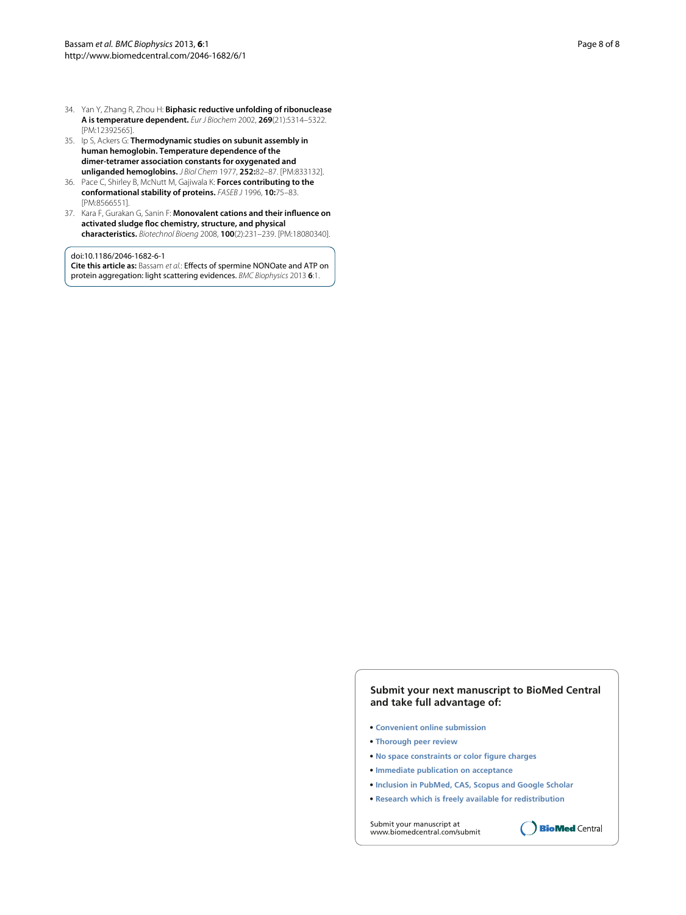34. Yan Y, Zhang R, Zhou H: **Biphasic reductive unfolding of ribonuclease A is temperature dependent.** *Eur J Biochem* 2002, **269**(21):5314–5322. [PM:12392565].
35. Ip S, Ackers G: **Thermodynamic studies on subunit assembly in human hemoglobin. Temperature dependence of the dimer-tetramer association constants for oxygenated and unliganded hemoglobins.** *J Biol Chem* 1977, **252:**82–87. [PM:833132].
36. Pace C, Shirley B, McNutt M, Gajiwala K: **Forces contributing to the conformational stability of proteins.** *FASEB J* 1996, **10:**75–83. [PM:8566551].
37. Kara F, Gurakan G, Sanin F: **Monovalent cations and their influence on activated sludge floc chemistry, structure, and physical characteristics.** *Biotechnol Bioeng* 2008, **100**(2):231–239. [PM:18080340].

doi:10.1186/2046-1682-6-1
**Cite this article as:** Bassam *et al.*: Effects of spermine NONOate and ATP on protein aggregation: light scattering evidences. *BMC Biophysics* 2013 **6**:1.

**Submit your next manuscript to BioMed Central and take full advantage of:**

- **Convenient online submission**
- **Thorough peer review**
- **No space constraints or color figure charges**
- **Immediate publication on acceptance**
- **Inclusion in PubMed, CAS, Scopus and Google Scholar**
- **Research which is freely available for redistribution**

Submit your manuscript at
www.biomedcentral.com/submit

BioMed Central